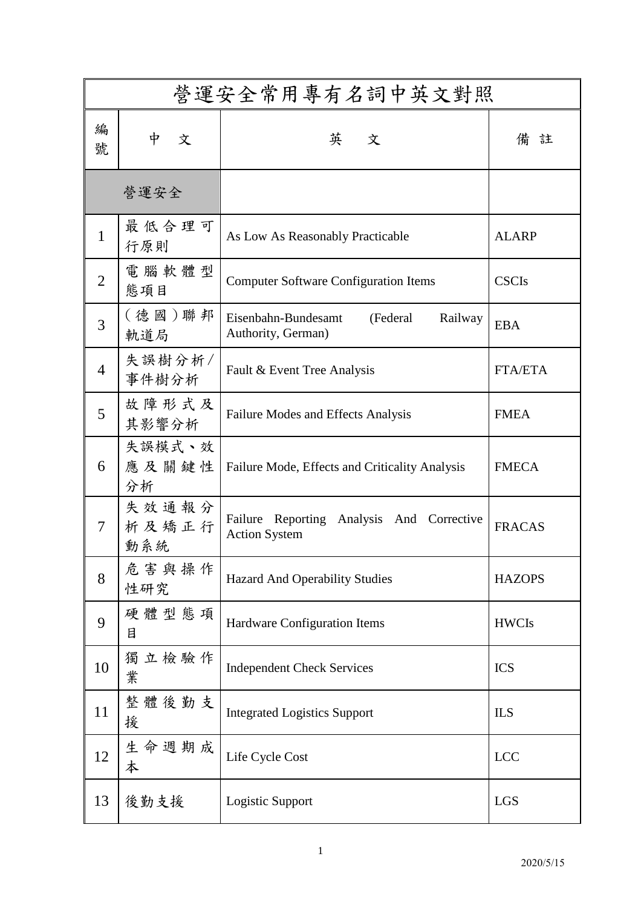| 營運安全常用專有名詞中英文對照 | | | |
|---|---|---|---|
| 編號 | 中　文 | 英　文 | 備 註 |
| 營運安全 | | | |
| 1 | 最低合理可行原則 | As Low As Reasonably Practicable | ALARP |
| 2 | 電腦軟體型態項目 | Computer Software Configuration Items | CSCIs |
| 3 | (德國)聯邦軌道局 | Eisenbahn-Bundesamt (Federal Railway Authority, German) | EBA |
| 4 | 失誤樹分析/事件樹分析 | Fault & Event Tree Analysis | FTA/ETA |
| 5 | 故障形式及其影響分析 | Failure Modes and Effects Analysis | FMEA |
| 6 | 失誤模式、效應及關鍵性分析 | Failure Mode, Effects and Criticality Analysis | FMECA |
| 7 | 失效通報分析及矯正行動系統 | Failure Reporting Analysis And Corrective Action System | FRACAS |
| 8 | 危害與操作性研究 | Hazard And Operability Studies | HAZOPS |
| 9 | 硬體型態項目 | Hardware Configuration Items | HWCIs |
| 10 | 獨立檢驗作業 | Independent Check Services | ICS |
| 11 | 整體後勤支援 | Integrated Logistics Support | ILS |
| 12 | 生命週期成本 | Life Cycle Cost | LCC |
| 13 | 後勤支援 | Logistic Support | LGS |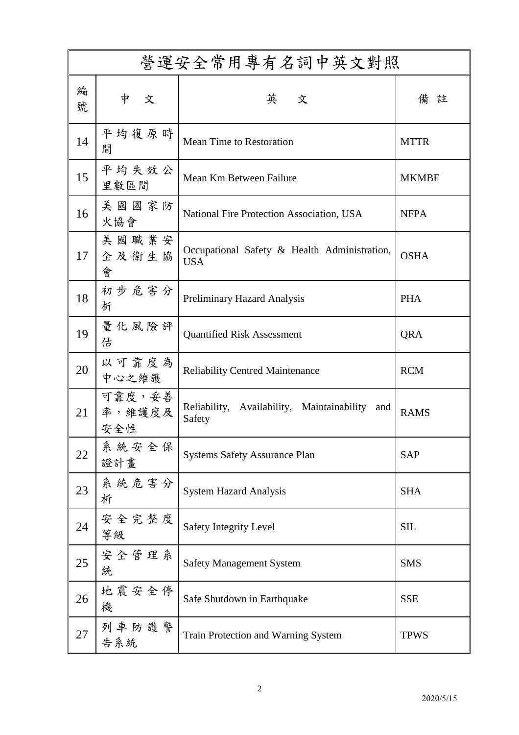| 營運安全常用專有名詞中英文對照 | | | |
|---|---|---|---|
| 編號 | 中　文 | 英　文 | 備 註 |
| 14 | 平均復原時間 | Mean Time to Restoration | MTTR |
| 15 | 平均失效公里數區間 | Mean Km Between Failure | MKMBF |
| 16 | 美國國家防火協會 | National Fire Protection Association, USA | NFPA |
| 17 | 美國職業安全及衛生協會 | Occupational Safety & Health Administration, USA | OSHA |
| 18 | 初步危害分析 | Preliminary Hazard Analysis | PHA |
| 19 | 量化風險評估 | Quantified Risk Assessment | QRA |
| 20 | 以可靠度為中心之維護 | Reliability Centred Maintenance | RCM |
| 21 | 可靠度，妥善率，維護度及安全性 | Reliability, Availability, Maintainability and Safety | RAMS |
| 22 | 系統安全保證計畫 | Systems Safety Assurance Plan | SAP |
| 23 | 系統危害分析 | System Hazard Analysis | SHA |
| 24 | 安全完整度等級 | Safety Integrity Level | SIL |
| 25 | 安全管理系統 | Safety Management System | SMS |
| 26 | 地震安全停機 | Safe Shutdown in Earthquake | SSE |
| 27 | 列車防護警告系統 | Train Protection and Warning System | TPWS |

2020/5/15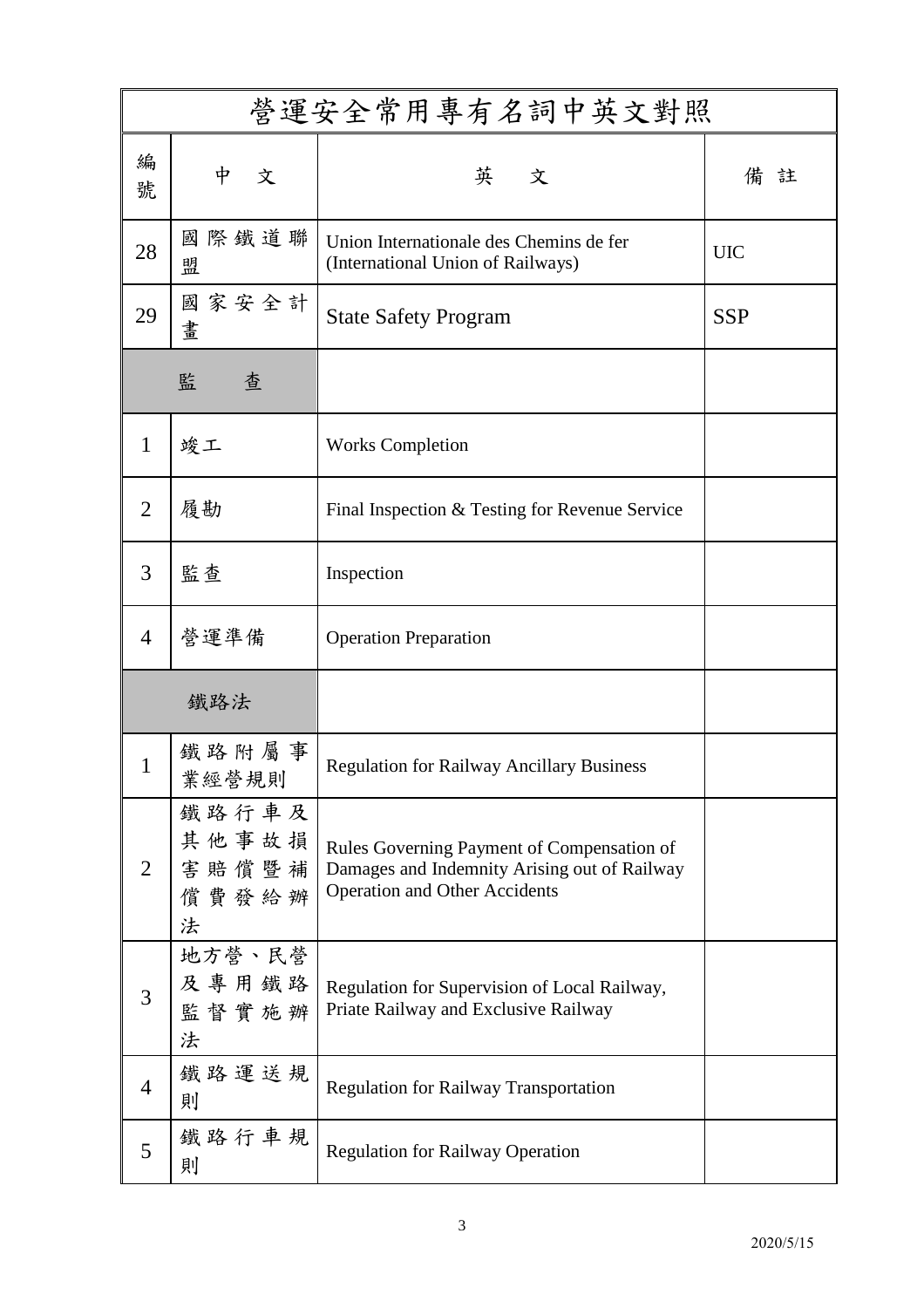| 營運安全常用專有名詞中英文對照 | | | |
|---|---|---|---|
| 編號 | 中文 | 英文 | 備註 |
| 28 | 國際鐵道聯盟 | Union Internationale des Chemins de fer (International Union of Railways) | UIC |
| 29 | 國家安全計畫 | State Safety Program | SSP |
| | 監查 | | |
| 1 | 竣工 | Works Completion | |
| 2 | 履勘 | Final Inspection & Testing for Revenue Service | |
| 3 | 監查 | Inspection | |
| 4 | 營運準備 | Operation Preparation | |
| | 鐵路法 | | |
| 1 | 鐵路附屬事業經營規則 | Regulation for Railway Ancillary Business | |
| 2 | 鐵路行車及其他事故損害賠償暨補償費發給辦法 | Rules Governing Payment of Compensation of Damages and Indemnity Arising out of Railway Operation and Other Accidents | |
| 3 | 地方營、民營及專用鐵路監督實施辦法 | Regulation for Supervision of Local Railway, Priate Railway and Exclusive Railway | |
| 4 | 鐵路運送規則 | Regulation for Railway Transportation | |
| 5 | 鐵路行車規則 | Regulation for Railway Operation | |

2020/5/15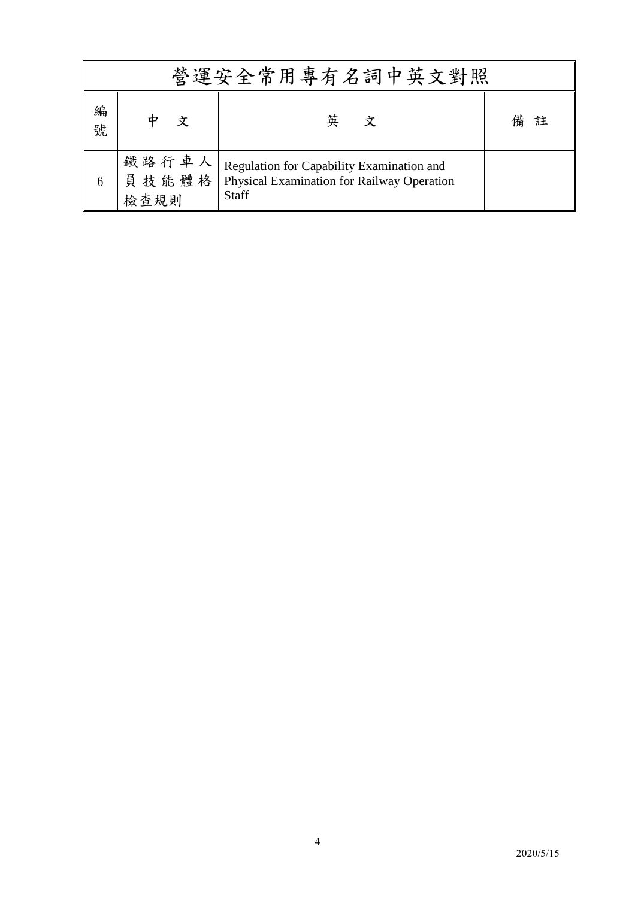| 營運安全常用專有名詞中英文對照 | | | |
|---|---|---|---|
| 編號 | 中文 | 英文 | 備註 |
| 6 | 鐵路行車人員技能體格檢查規則 | Regulation for Capability Examination and Physical Examination for Railway Operation Staff | |

2020/5/15